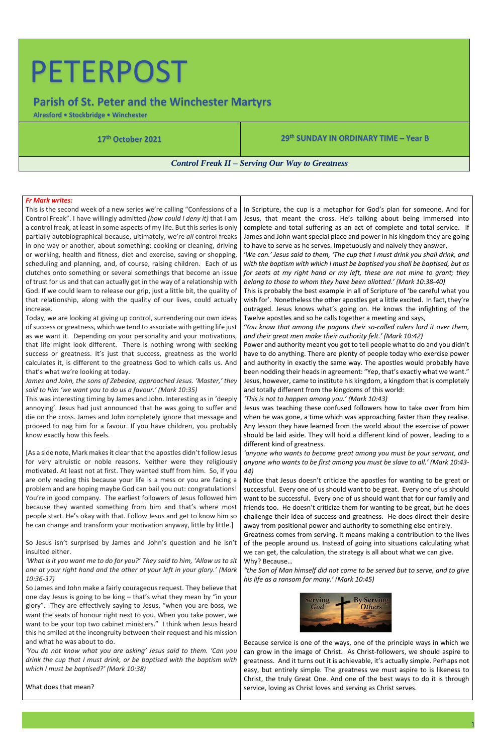# PETERPOST

## Parish of St. Peter and the Winchester Martyrs

**Alresford • Stockbridge • Winchester**

**17th October 2021** | **29th SUNDAY IN ORDINARY TIME – Year B**

***Control Freak II – Serving Our Way to Greatness***

***Fr Mark writes:***

This is the second week of a new series we're calling "Confessions of a Control Freak". I have willingly admitted *(how could I deny it)* that I am a control freak, at least in some aspects of my life. But this series is only partially autobiographical because, ultimately, we're *all* control freaks in one way or another, about something: cooking or cleaning, driving or working, health and fitness, diet and exercise, saving or shopping, scheduling and planning, and, of course, raising children. Each of us clutches onto something or several somethings that become an issue of trust for us and that can actually get in the way of a relationship with God. If we could learn to release our grip, just a little bit, the quality of that relationship, along with the quality of our lives, could actually increase.

Today, we are looking at giving up control, surrendering our own ideas of success or greatness, which we tend to associate with getting life just as we want it. Depending on your personality and your motivations, that life might look different. There is nothing wrong with seeking success or greatness. It's just that success, greatness as the world calculates it, is different to the greatness God to which calls us. And that's what we're looking at today.

*James and John, the sons of Zebedee, approached Jesus. 'Master,' they said to him 'we want you to do us a favour.' (Mark 10:35)*

This was interesting timing by James and John. Interesting as in 'deeply annoying'. Jesus had just announced that he was going to suffer and die on the cross. James and John completely ignore that message and proceed to nag him for a favour. If you have children, you probably know exactly how this feels.

[As a side note, Mark makes it clear that the apostles didn't follow Jesus for very altruistic or noble reasons. Neither were they religiously motivated. At least not at first. They wanted stuff from him. So, if you are only reading this because your life is a mess or you are facing a problem and are hoping maybe God can bail you out: congratulations! You're in good company. The earliest followers of Jesus followed him because they wanted something from him and that's where most people start. He's okay with that. Follow Jesus and get to know him so he can change and transform your motivation anyway, little by little.]

So Jesus isn't surprised by James and John's question and he isn't insulted either.

*'What is it you want me to do for you?' They said to him, 'Allow us to sit one at your right hand and the other at your left in your glory.' (Mark 10:36-37)*

So James and John make a fairly courageous request. They believe that one day Jesus is going to be king – that's what they mean by "in your glory". They are effectively saying to Jesus, "when you are boss, we want the seats of honour right next to you. When you take power, we want to be your top two cabinet ministers." I think when Jesus heard this he smiled at the incongruity between their request and his mission and what he was about to do.

*'You do not know what you are asking' Jesus said to them. 'Can you drink the cup that I must drink, or be baptised with the baptism with which I must be baptised?' (Mark 10:38)*

What does that mean?

In Scripture, the cup is a metaphor for God's plan for someone. And for Jesus, that meant the cross. He's talking about being immersed into complete and total suffering as an act of complete and total service. If James and John want special place and power in his kingdom they are going to have to serve as he serves. Impetuously and naively they answer,

*'We can.' Jesus said to them, 'The cup that I must drink you shall drink, and with the baptism with which I must be baptised you shall be baptised, but as for seats at my right hand or my left, these are not mine to grant; they belong to those to whom they have been allotted.' (Mark 10:38-40)*

This is probably the best example in all of Scripture of 'be careful what you wish for'. Nonetheless the other apostles get a little excited. In fact, they're outraged. Jesus knows what's going on. He knows the infighting of the Twelve apostles and so he calls together a meeting and says,

*'You know that among the pagans their so-called rulers lord it over them, and their great men make their authority felt.' (Mark 10:42)*

Power and authority meant you got to tell people what to do and you didn't have to do anything. There are plenty of people today who exercise power and authority in exactly the same way. The apostles would probably have been nodding their heads in agreement: "Yep, that's exactly what we want." Jesus, however, came to institute his kingdom, a kingdom that is completely and totally different from the kingdoms of this world:

*'This is not to happen among you.' (Mark 10:43)*

Jesus was teaching these confused followers how to take over from him when he was gone, a time which was approaching faster than they realise. Any lesson they have learned from the world about the exercise of power should be laid aside. They will hold a different kind of power, leading to a different kind of greatness.

*'anyone who wants to become great among you must be your servant, and anyone who wants to be first among you must be slave to all.' (Mark 10:43-44)*

Notice that Jesus doesn't criticize the apostles for wanting to be great or successful. Every one of us should want to be great. Every one of us should want to be successful. Every one of us should want that for our family and friends too. He doesn't criticize them for wanting to be great, but he does challenge their idea of success and greatness. He does direct their desire away from positional power and authority to something else entirely.

Greatness comes from serving. It means making a contribution to the lives of the people around us. Instead of going into situations calculating what we can get, the calculation, the strategy is all about what we can give.

Why? Because…

*"the Son of Man himself did not come to be served but to serve, and to give his life as a ransom for many.' (Mark 10:45)*

Serving God By Serving Others

Because service is one of the ways, one of the principle ways in which we can grow in the image of Christ. As Christ-followers, we should aspire to greatness. And it turns out it is achievable, it's actually simple. Perhaps not easy, but entirely simple. The greatness we must aspire to is likeness to Christ, the truly Great One. And one of the best ways to do it is through service, loving as Christ loves and serving as Christ serves.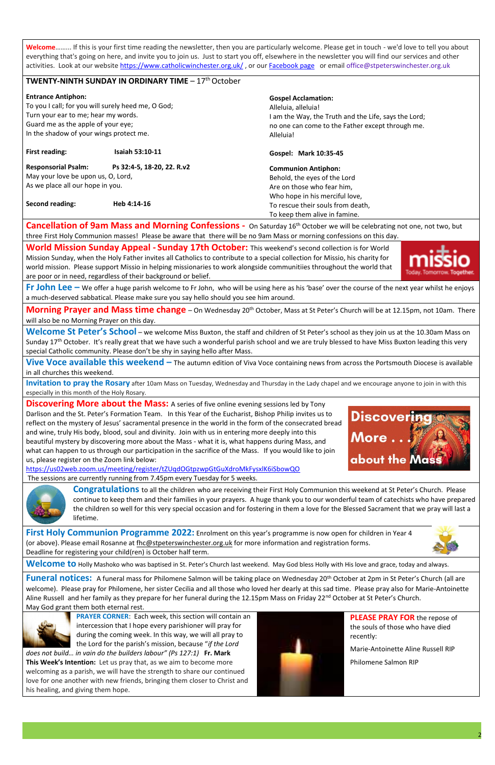**Welcome**……… If this is your first time reading the newsletter, then you are particularly welcome. Please get in touch - we'd love to tell you about everything that's going on here, and invite you to join us. Just to start you off, elsewhere in the newsletter you will find our services and other activities. Look at our website https://www.catholicwinchester.org.uk/ , or our Facebook page or email office@stpeterswinchester.org.uk

## TWENTY-NINTH SUNDAY IN ORDINARY TIME – 17th October

**Entrance Antiphon:**
To you I call; for you will surely heed me, O God;
Turn your ear to me; hear my words.
Guard me as the apple of your eye;
In the shadow of your wings protect me.

**First reading:** **Isaiah 53:10-11**

**Responsorial Psalm:** **Ps 32:4-5, 18-20, 22. R.v2**
May your love be upon us, O, Lord,
As we place all our hope in you.

**Second reading:** **Heb 4:14-16**

**Gospel Acclamation:**
Alleluia, alleluia!
I am the Way, the Truth and the Life, says the Lord;
no one can come to the Father except through me.
Alleluia!

**Gospel:** **Mark 10:35-45**

**Communion Antiphon:**
Behold, the eyes of the Lord
Are on those who fear him,
Who hope in his merciful love,
To rescue their souls from death,
To keep them alive in famine.

**Cancellation of 9am Mass and Morning Confessions -** On Saturday 16th October we will be celebrating not one, not two, but three First Holy Communion masses! Please be aware that there will be no 9am Mass or morning confessions on this day.

**World Mission Sunday Appeal - Sunday 17th October:** This weekend's second collection is for World Mission Sunday, when the Holy Father invites all Catholics to contribute to a special collection for Missio, his charity for world mission. Please support Missio in helping missionaries to work alongside communitiies throughout the world that are poor or in need, regardless of their background or belief.

**Fr John Lee –** We offer a huge parish welcome to Fr John, who will be using here as his 'base' over the course of the next year whilst he enjoys a much-deserved sabbatical. Please make sure you say hello should you see him around.

**Morning Prayer and Mass time change** – On Wednesday 20th October, Mass at St Peter's Church will be at 12.15pm, not 10am. There will also be no Morning Prayer on this day.

**Welcome St Peter's School** – we welcome Miss Buxton, the staff and children of St Peter's school as they join us at the 10.30am Mass on Sunday 17th October. It's really great that we have such a wonderful parish school and we are truly blessed to have Miss Buxton leading this very special Catholic community. Please don't be shy in saying hello after Mass.

**Vive Voce available this weekend –** The autumn edition of Viva Voce containing news from across the Portsmouth Diocese is available in all churches this weekend.

**Invitation to pray the Rosary** after 10am Mass on Tuesday, Wednesday and Thursday in the Lady chapel and we encourage anyone to join in with this especially in this month of the Holy Rosary.

**Discovering More about the Mass:** A series of five online evening sessions led by Tony Darlison and the St. Peter's Formation Team. In this Year of the Eucharist, Bishop Philip invites us to reflect on the mystery of Jesus' sacramental presence in the world in the form of the consecrated bread and wine, truly His body, blood, soul and divinity. Join with us in entering more deeply into this beautiful mystery by discovering more about the Mass - what it is, what happens during Mass, and what can happen to us through our participation in the sacrifice of the Mass. If you would like to join us, please register on the Zoom link below:
https://us02web.zoom.us/meeting/register/tZUqdOGtpzwpGtGuXdroMkFysxlK6iSbowQO
The sessions are currently running from 7.45pm every Tuesday for 5 weeks.

**Congratulations** to all the children who are receiving their First Holy Communion this weekend at St Peter's Church. Please continue to keep them and their families in your prayers. A huge thank you to our wonderful team of catechists who have prepared the children so well for this very special occasion and for fostering in them a love for the Blessed Sacrament that we pray will last a lifetime.

**First Holy Communion Programme 2022:** Enrolment on this year's programme is now open for children in Year 4 (or above). Please email Rosanne at fhc@stpeterswinchester.org.uk for more information and registration forms. Deadline for registering your child(ren) is October half term.

**Welcome to** Holly Mashoko who was baptised in St. Peter's Church last weekend. May God bless Holly with His love and grace, today and always.

**Funeral notices:** A funeral mass for Philomene Salmon will be taking place on Wednesday 20th October at 2pm in St Peter's Church (all are welcome). Please pray for Philomene, her sister Cecilia and all those who loved her dearly at this sad time. Please pray also for Marie-Antoinette Aline Russell and her family as they prepare for her funeral during the 12.15pm Mass on Friday 22nd October at St Peter's Church.
May God grant them both eternal rest.

**PRAYER CORNER:** Each week, this section will contain an intercession that I hope every parishioner will pray for during the coming week. In this way, we will all pray to the Lord for the parish's mission, because "*if the Lord does not build… in vain do the builders labour" (Ps 127:1)* **Fr. Mark**
**This Week's Intention:** Let us pray that, as we aim to become more welcoming as a parish, we will have the strength to share our continued love for one another with new friends, bringing them closer to Christ and his healing, and giving them hope.

**PLEASE PRAY FOR** the repose of the souls of those who have died recently:

Marie-Antoinette Aline Russell RIP

Philomene Salmon RIP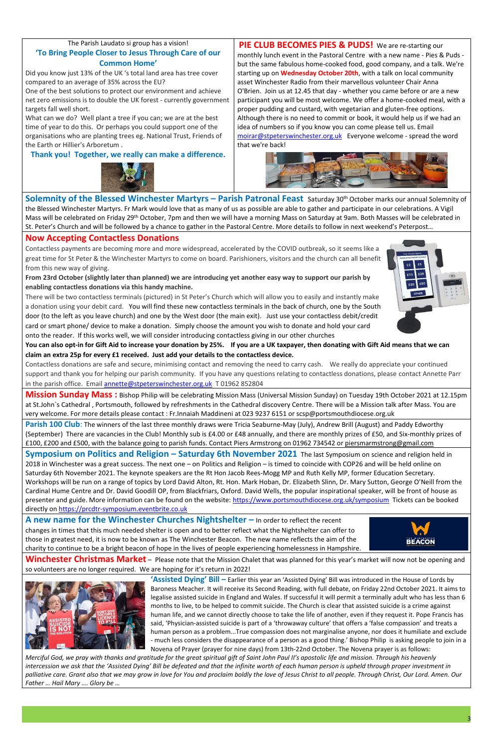The Parish Laudato si group has a vision!

## 'To Bring People Closer to Jesus Through Care of our Common Home'

Did you know just 13% of the UK 's total land area has tree cover compared to an average of 35% across the EU?

One of the best solutions to protect our environment and achieve net zero emissions is to double the UK forest - currently government targets fall well short.

What can we do? Well plant a tree if you can; we are at the best time of year to do this. Or perhaps you could support one of the organisations who are planting trees eg. National Trust, Friends of the Earth or Hillier's Arboretum .

**Thank you! Together, we really can make a difference.**

## PIE CLUB BECOMES PIES & PUDS!

We are re-starting our monthly lunch event in the Pastoral Centre with a new name - Pies & Puds - but the same fabulous home-cooked food, good company, and a talk. We're starting up on **Wednesday October 20th**, with a talk on local community asset Winchester Radio from their marvellous volunteer Chair Anna O'Brien. Join us at 12.45 that day - whether you came before or are a new participant you will be most welcome. We offer a home-cooked meal, with a proper pudding and custard, with vegetarian and gluten-free options. Although there is no need to commit or book, it would help us if we had an idea of numbers so if you know you can come please tell us. Email moirar@stpeterswinchester.org.uk Everyone welcome - spread the word that we're back!

## Solemnity of the Blessed Winchester Martyrs – Parish Patronal Feast

Saturday 30th October marks our annual Solemnity of the Blessed Winchester Martyrs. Fr Mark would love that as many of us as possible are able to gather and participate in our celebrations. A Vigil Mass will be celebrated on Friday 29th October, 7pm and then we will have a morning Mass on Saturday at 9am. Both Masses will be celebrated in St. Peter's Church and will be followed by a chance to gather in the Pastoral Centre. More details to follow in next weekend's Peterpost…

## Now Accepting Contactless Donations

Contactless payments are becoming more and more widespread, accelerated by the COVID outbreak, so it seems like a great time for St Peter & the Winchester Martyrs to come on board. Parishioners, visitors and the church can all benefit from this new way of giving.

**From 23rd October (slightly later than planned) we are introducing yet another easy way to support our parish by enabling contactless donations via this handy machine.**

There will be two contactless terminals (pictured) in St Peter's Church which will allow you to easily and instantly make a donation using your debit card. You will find these new contactless terminals in the back of church, one by the South door (to the left as you leave church) and one by the West door (the main exit). Just use your contactless debit/credit card or smart phone/ device to make a donation. Simply choose the amount you wish to donate and hold your card onto the reader. If this works well, we will consider introducing contactless giving in our other churches

**You can also opt-in for Gift Aid to increase your donation by 25%. If you are a UK taxpayer, then donating with Gift Aid means that we can claim an extra 25p for every £1 received. Just add your details to the contactless device.**

Contactless donations are safe and secure, minimising contact and removing the need to carry cash. We really do appreciate your continued support and thank you for helping our parish community. If you have any questions relating to contactless donations, please contact Annette Parr in the parish office. Email annette@stpeterswinchester.org.uk T 01962 852804

## Mission Sunday Mass :

Bishop Philip will be celebrating Mission Mass (Universal Mission Sunday) on Tuesday 19th October 2021 at 12.15pm at St.John`s Cathedral , Portsmouth, followed by refreshments in the Cathedral discovery Centre. There will be a Mission talk after Mass. You are very welcome. For more details please contact : Fr.Innaiah Maddineni at 023 9237 6151 or scsp@portsmouthdiocese.org.uk

## Parish 100 Club:

The winners of the last three monthly draws were Tricia Seaburne-May (July), Andrew Brill (August) and Paddy Edworthy (September) There are vacancies in the Club! Monthly sub is £4.00 or £48 annually, and there are monthly prizes of £50, and Six-monthly prizes of £100, £200 and £500, with the balance going to parish funds. Contact Piers Armstrong on 01962 734542 or piersmarmstrong@gmail.com

## Symposium on Politics and Religion – Saturday 6th November 2021

The last Symposium on science and religion held in 2018 in Winchester was a great success. The next one – on Politics and Religion – is timed to coincide with COP26 and will be held online on Saturday 6th November 2021. The keynote speakers are the Rt Hon Jacob Rees-Mogg MP and Ruth Kelly MP, former Education Secretary. Workshops will be run on a range of topics by Lord David Alton, Rt. Hon. Mark Hoban, Dr. Elizabeth Slinn, Dr. Mary Sutton, George O'Neill from the Cardinal Hume Centre and Dr. David Goodill OP, from Blackfriars, Oxford. David Wells, the popular inspirational speaker, will be front of house as presenter and guide. More information can be found on the website: https://www.portsmouthdiocese.org.uk/symposium Tickets can be booked directly on https://prcdtr-symposium.eventbrite.co.uk

## A new name for the Winchester Churches Nightshelter –

In order to reflect the recent changes in times that this much needed shelter is open and to better reflect what the Nightshelter can offer to those in greatest need, it is now to be known as The Winchester Beacon. The new name reflects the aim of the charity to continue to be a bright beacon of hope in the lives of people experiencing homelessness in Hampshire.

## Winchester Christmas Market –

Please note that the Mission Chalet that was planned for this year's market will now not be opening and so volunteers are no longer required. We are hoping for it's return in 2022!

## 'Assisted Dying' Bill –

Earlier this year an 'Assisted Dying' Bill was introduced in the House of Lords by Baroness Meacher. It will receive its Second Reading, with full debate, on Friday 22nd October 2021. It aims to legalise assisted suicide in England and Wales. If successful it will permit a terminally adult who has less than 6 months to live, to be helped to commit suicide. The Church is clear that assisted suicide is a crime against human life, and we cannot directly choose to take the life of another, even if they request it. Pope Francis has said, 'Physician-assisted suicide is part of a 'throwaway culture' that offers a 'false compassion' and treats a human person as a problem...True compassion does not marginalise anyone, nor does it humiliate and exclude - much less considers the disappearance of a person as a good thing.' Bishop Philip is asking people to join in a Novena of Prayer (prayer for nine days) from 13th-22nd October. The Novena prayer is as follows:

*Merciful God, we pray with thanks and gratitude for the great spiritual gift of Saint John Paul II's apostolic life and mission. Through his heavenly intercession we ask that the 'Assisted Dying' Bill be defeated and that the infinite worth of each human person is upheld through proper investment in palliative care. Grant also that we may grow in love for You and proclaim boldly the love of Jesus Christ to all people. Through Christ, Our Lord. Amen. Our Father … Hail Mary …. Glory be …*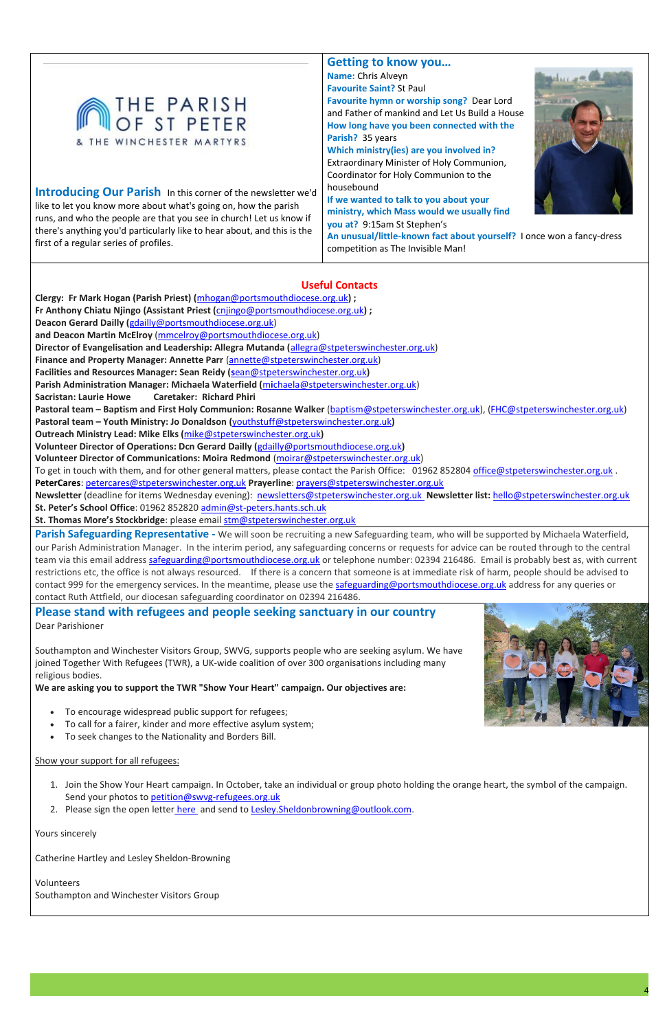THE PARISH OF ST PETER & THE WINCHESTER MARTYRS

## Introducing Our Parish

In this corner of the newsletter we'd like to let you know more about what's going on, how the parish runs, and who the people are that you see in church! Let us know if there's anything you'd particularly like to hear about, and this is the first of a regular series of profiles.

## Getting to know you…

**Name:** Chris Alveyn

**Favourite Saint?** St Paul

**Favourite hymn or worship song?** Dear Lord and Father of mankind and Let Us Build a House

**How long have you been connected with the Parish?** 35 years

**Which ministry(ies) are you involved in?** Extraordinary Minister of Holy Communion, Coordinator for Holy Communion to the housebound

**If we wanted to talk to you about your ministry, which Mass would we usually find you at?** 9:15am St Stephen's

**An unusual/little-known fact about yourself?** I once won a fancy-dress competition as The Invisible Man!

## Useful Contacts

**Clergy: Fr Mark Hogan (Parish Priest) (mhogan@portsmouthdiocese.org.uk) ;**
**Fr Anthony Chiatu Njingo (Assistant Priest (cnjingo@portsmouthdiocese.org.uk) ;**
**Deacon Gerard Dailly (gdailly@portsmouthdiocese.org.uk)**
**and Deacon Martin McElroy (mmcelroy@portsmouthdiocese.org.uk)**
**Director of Evangelisation and Leadership: Allegra Mutanda (allegra@stpeterswinchester.org.uk)**
**Finance and Property Manager: Annette Parr (annette@stpeterswinchester.org.uk)**
**Facilities and Resources Manager: Sean Reidy (sean@stpeterswinchester.org.uk)**
**Parish Administration Manager: Michaela Waterfield (michaela@stpeterswinchester.org.uk)**
**Sacristan: Laurie Howe Caretaker: Richard Phiri**
**Pastoral team – Baptism and First Holy Communion: Rosanne Walker** (baptism@stpeterswinchester.org.uk), (FHC@stpeterswinchester.org.uk)
**Pastoral team – Youth Ministry: Jo Donaldson (youthstuff@stpeterswinchester.org.uk)**
**Outreach Ministry Lead: Mike Elks (mike@stpeterswinchester.org.uk)**
**Volunteer Director of Operations: Dcn Gerard Dailly (gdailly@portsmouthdiocese.org.uk)**
**Volunteer Director of Communications: Moira Redmond** (moirar@stpeterswinchester.org.uk)
To get in touch with them, and for other general matters, please contact the Parish Office: 01962 852804 office@stpeterswinchester.org.uk .
**PeterCares**: petercares@stpeterswinchester.org.uk **Prayerline**: prayers@stpeterswinchester.org.uk
**Newsletter** (deadline for items Wednesday evening): newsletters@stpeterswinchester.org.uk **Newsletter list:** hello@stpeterswinchester.org.uk
**St. Peter's School Office**: 01962 852820 admin@st-peters.hants.sch.uk
**St. Thomas More's Stockbridge**: please email stm@stpeterswinchester.org.uk

**Parish Safeguarding Representative -** We will soon be recruiting a new Safeguarding team, who will be supported by Michaela Waterfield, our Parish Administration Manager. In the interim period, any safeguarding concerns or requests for advice can be routed through to the central team via this email address safeguarding@portsmouthdiocese.org.uk or telephone number: 02394 216486. Email is probably best as, with current restrictions etc, the office is not always resourced. If there is a concern that someone is at immediate risk of harm, people should be advised to contact 999 for the emergency services. In the meantime, please use the safeguarding@portsmouthdiocese.org.uk address for any queries or contact Ruth Attfield, our diocesan safeguarding coordinator on 02394 216486.

## Please stand with refugees and people seeking sanctuary in our country

Dear Parishioner

Southampton and Winchester Visitors Group, SWVG, supports people who are seeking asylum. We have joined Together With Refugees (TWR), a UK-wide coalition of over 300 organisations including many religious bodies.

**We are asking you to support the TWR "Show Your Heart" campaign. Our objectives are:**

- To encourage widespread public support for refugees;
- To call for a fairer, kinder and more effective asylum system;
- To seek changes to the Nationality and Borders Bill.

Show your support for all refugees:

1. Join the Show Your Heart campaign. In October, take an individual or group photo holding the orange heart, the symbol of the campaign. Send your photos to petition@swvg-refugees.org.uk
2. Please sign the open letter here and send to Lesley.Sheldonbrowning@outlook.com.

Yours sincerely

Catherine Hartley and Lesley Sheldon-Browning

Volunteers
Southampton and Winchester Visitors Group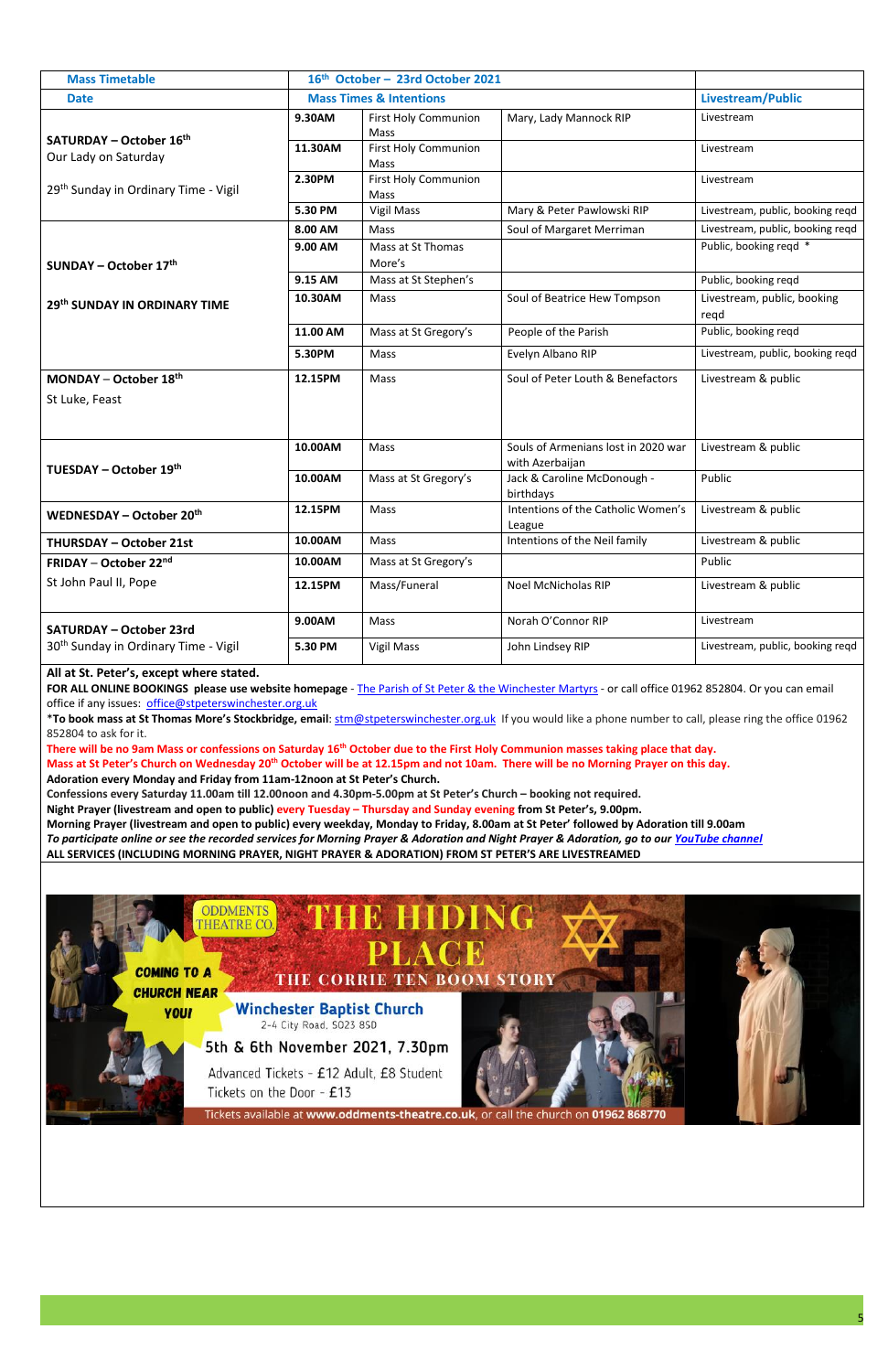| Mass Timetable | 16th October – 23rd October 2021 | | | |
|---|---|---|---|---|
| **Date** | **Mass Times & Intentions** | | | **Livestream/Public** |
| **SATURDAY – October 16th** Our Lady on Saturday 29th Sunday in Ordinary Time - Vigil | **9.30AM** | First Holy Communion Mass | Mary, Lady Mannock RIP | Livestream |
| | **11.30AM** | First Holy Communion Mass | | Livestream |
| | **2.30PM** | First Holy Communion Mass | | Livestream |
| | **5.30 PM** | Vigil Mass | Mary & Peter Pawlowski RIP | Livestream, public, booking reqd |
| **SUNDAY – October 17th** **29th SUNDAY IN ORDINARY TIME** | **8.00 AM** | Mass | Soul of Margaret Merriman | Livestream, public, booking reqd |
| | **9.00 AM** | Mass at St Thomas More's | | Public, booking reqd * |
| | **9.15 AM** | Mass at St Stephen's | | Public, booking reqd |
| | **10.30AM** | Mass | Soul of Beatrice Hew Tompson | Livestream, public, booking reqd |
| | **11.00 AM** | Mass at St Gregory's | People of the Parish | Public, booking reqd |
| | **5.30PM** | Mass | Evelyn Albano RIP | Livestream, public, booking reqd |
| **MONDAY – October 18th** St Luke, Feast | **12.15PM** | Mass | Soul of Peter Louth & Benefactors | Livestream & public |
| **TUESDAY – October 19th** | **10.00AM** | Mass | Souls of Armenians lost in 2020 war with Azerbaijan | Livestream & public |
| | **10.00AM** | Mass at St Gregory's | Jack & Caroline McDonough - birthdays | Public |
| **WEDNESDAY – October 20th** | **12.15PM** | Mass | Intentions of the Catholic Women's League | Livestream & public |
| **THURSDAY – October 21st** | **10.00AM** | Mass | Intentions of the Neil family | Livestream & public |
| **FRIDAY – October 22nd** St John Paul II, Pope | **10.00AM** | Mass at St Gregory's | | Public |
| | **12.15PM** | Mass/Funeral | Noel McNicholas RIP | Livestream & public |
| **SATURDAY – October 23rd** 30th Sunday in Ordinary Time - Vigil | **9.00AM** | Mass | Norah O'Connor RIP | Livestream |
| | **5.30 PM** | Vigil Mass | John Lindsey RIP | Livestream, public, booking reqd |

**All at St. Peter's, except where stated.**

**FOR ALL ONLINE BOOKINGS please use website homepage** - The Parish of St Peter & the Winchester Martyrs - or call office 01962 852804. Or you can email office if any issues: office@stpeterswinchester.org.uk

***To book mass at St Thomas More's Stockbridge, email**: stm@stpeterswinchester.org.uk If you would like a phone number to call, please ring the office 01962 852804 to ask for it.

**There will be no 9am Mass or confessions on Saturday 16th October due to the First Holy Communion masses taking place that day.**

**Mass at St Peter's Church on Wednesday 20th October will be at 12.15pm and not 10am. There will be no Morning Prayer on this day.**

**Adoration every Monday and Friday from 11am-12noon at St Peter's Church.**

**Confessions every Saturday 11.00am till 12.00noon and 4.30pm-5.00pm at St Peter's Church – booking not required.**

**Night Prayer (livestream and open to public) every Tuesday – Thursday and Sunday evening from St Peter's, 9.00pm.**

**Morning Prayer (livestream and open to public) every weekday, Monday to Friday, 8.00am at St Peter' followed by Adoration till 9.00am**

***To participate online or see the recorded services for Morning Prayer & Adoration and Night Prayer & Adoration, go to our YouTube channel***

**ALL SERVICES (INCLUDING MORNING PRAYER, NIGHT PRAYER & ADORATION) FROM ST PETER'S ARE LIVESTREAMED**

ODDMENTS THEATRE CO.

# THE HIDING PLACE

THE CORRIE TEN BOOM STORY

COMING TO A CHURCH NEAR YOU!

**Winchester Baptist Church**
2-4 City Road, SO23 8SD

5th & 6th November 2021, 7.30pm

Advanced Tickets - £12 Adult, £8 Student
Tickets on the Door - £13

Tickets available at **www.oddments-theatre.co.uk**, or call the church on **01962 868770**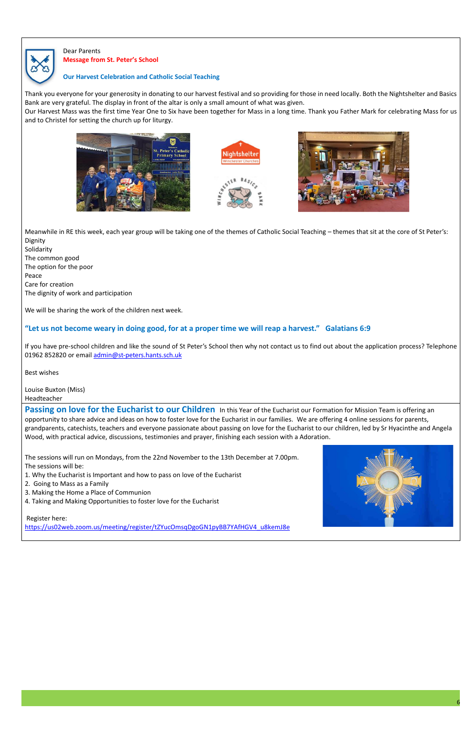Dear Parents

**Message from St. Peter's School**

### Our Harvest Celebration and Catholic Social Teaching

Thank you everyone for your generosity in donating to our harvest festival and so providing for those in need locally. Both the Nightshelter and Basics Bank are very grateful. The display in front of the altar is only a small amount of what was given.
Our Harvest Mass was the first time Year One to Six have been together for Mass in a long time. Thank you Father Mark for celebrating Mass for us and to Christel for setting the church up for liturgy.

Meanwhile in RE this week, each year group will be taking one of the themes of Catholic Social Teaching – themes that sit at the core of St Peter's:
Dignity
Solidarity
The common good
The option for the poor
Peace
Care for creation
The dignity of work and participation

We will be sharing the work of the children next week.

**"Let us not become weary in doing good, for at a proper time we will reap a harvest." Galatians 6:9**

If you have pre-school children and like the sound of St Peter's School then why not contact us to find out about the application process? Telephone 01962 852820 or email admin@st-peters.hants.sch.uk

Best wishes

Louise Buxton (Miss)
Headteacher

## Passing on love for the Eucharist to our Children

In this Year of the Eucharist our Formation for Mission Team is offering an opportunity to share advice and ideas on how to foster love for the Eucharist in our families. We are offering 4 online sessions for parents, grandparents, catechists, teachers and everyone passionate about passing on love for the Eucharist to our children, led by Sr Hyacinthe and Angela Wood, with practical advice, discussions, testimonies and prayer, finishing each session with a Adoration.

The sessions will run on Mondays, from the 22nd November to the 13th December at 7.00pm.
The sessions will be:

1. Why the Eucharist is Important and how to pass on love of the Eucharist
2. Going to Mass as a Family
3. Making the Home a Place of Communion
4. Taking and Making Opportunities to foster love for the Eucharist

Register here:
https://us02web.zoom.us/meeting/register/tZYucOmsqDgoGN1pyBB7YAfHGV4_u8kemJ8e